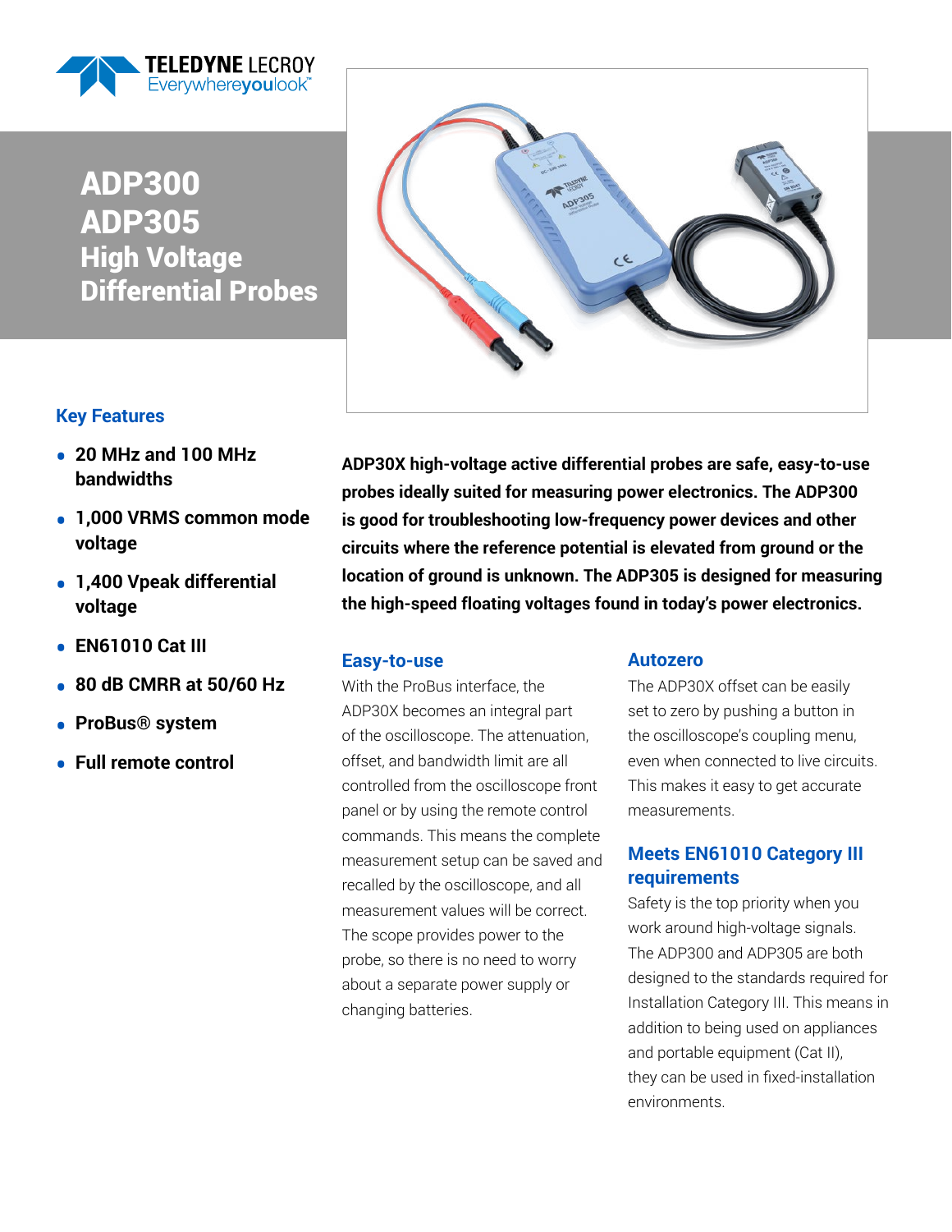# ADP300
# ADP305
## High Voltage Differential Probes

### Key Features

- 20 MHz and 100 MHz bandwidths
- 1,000 VRMS common mode voltage
- 1,400 Vpeak differential voltage
- EN61010 Cat III
- 80 dB CMRR at 50/60 Hz
- ProBus® system
- Full remote control

**ADP30X high-voltage active differential probes are safe, easy-to-use probes ideally suited for measuring power electronics. The ADP300 is good for troubleshooting low-frequency power devices and other circuits where the reference potential is elevated from ground or the location of ground is unknown. The ADP305 is designed for measuring the high-speed floating voltages found in today's power electronics.**

### Easy-to-use

With the ProBus interface, the ADP30X becomes an integral part of the oscilloscope. The attenuation, offset, and bandwidth limit are all controlled from the oscilloscope front panel or by using the remote control commands. This means the complete measurement setup can be saved and recalled by the oscilloscope, and all measurement values will be correct. The scope provides power to the probe, so there is no need to worry about a separate power supply or changing batteries.

### Autozero

The ADP30X offset can be easily set to zero by pushing a button in the oscilloscope's coupling menu, even when connected to live circuits. This makes it easy to get accurate measurements.

### Meets EN61010 Category III requirements

Safety is the top priority when you work around high-voltage signals. The ADP300 and ADP305 are both designed to the standards required for Installation Category III. This means in addition to being used on appliances and portable equipment (Cat II), they can be used in fixed-installation environments.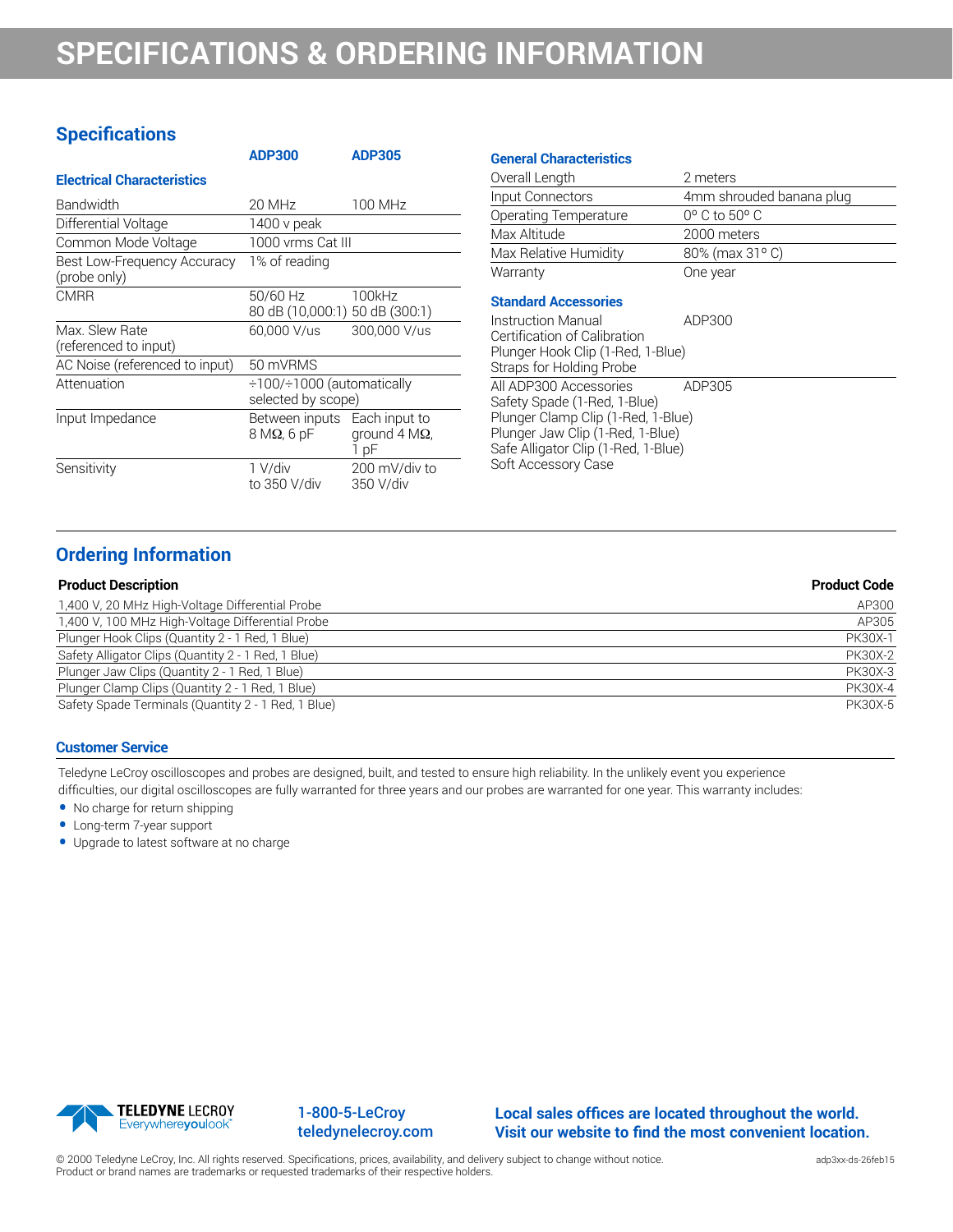# SPECIFICATIONS & ORDERING INFORMATION

## Specifications

| Electrical Characteristics | ADP300 | ADP305 |
|---|---|---|
| Bandwidth | 20 MHz | 100 MHz |
| Differential Voltage | 1400 v peak | |
| Common Mode Voltage | 1000 vrms Cat III | |
| Best Low-Frequency Accuracy (probe only) | 1% of reading | |
| CMRR | 50/60 Hz 80 dB (10,000:1) | 100kHz 50 dB (300:1) |
| Max. Slew Rate (referenced to input) | 60,000 V/us | 300,000 V/us |
| AC Noise (referenced to input) | 50 mVRMS | |
| Attenuation | ÷100/÷1000 (automatically selected by scope) | |
| Input Impedance | Between inputs 8 MΩ, 6 pF | Each input to ground 4 MΩ, 1 pF |
| Sensitivity | 1 V/div to 350 V/div | 200 mV/div to 350 V/div |

### General Characteristics

| | |
|---|---|
| Overall Length | 2 meters |
| Input Connectors | 4mm shrouded banana plug |
| Operating Temperature | 0° C to 50° C |
| Max Altitude | 2000 meters |
| Max Relative Humidity | 80% (max 31° C) |
| Warranty | One year |

### Standard Accessories

**ADP300**
- Instruction Manual
- Certification of Calibration
- Plunger Hook Clip (1-Red, 1-Blue)
- Straps for Holding Probe

**ADP305**
- All ADP300 Accessories
- Safety Spade (1-Red, 1-Blue)
- Plunger Clamp Clip (1-Red, 1-Blue)
- Plunger Jaw Clip (1-Red, 1-Blue)
- Safe Alligator Clip (1-Red, 1-Blue)
- Soft Accessory Case

## Ordering Information

| Product Description | Product Code |
|---|---|
| 1,400 V, 20 MHz High-Voltage Differential Probe | AP300 |
| 1,400 V, 100 MHz High-Voltage Differential Probe | AP305 |
| Plunger Hook Clips (Quantity 2 - 1 Red, 1 Blue) | PK30X-1 |
| Safety Alligator Clips (Quantity 2 - 1 Red, 1 Blue) | PK30X-2 |
| Plunger Jaw Clips (Quantity 2 - 1 Red, 1 Blue) | PK30X-3 |
| Plunger Clamp Clips (Quantity 2 - 1 Red, 1 Blue) | PK30X-4 |
| Safety Spade Terminals (Quantity 2 - 1 Red, 1 Blue) | PK30X-5 |

### Customer Service

Teledyne LeCroy oscilloscopes and probes are designed, built, and tested to ensure high reliability. In the unlikely event you experience difficulties, our digital oscilloscopes are fully warranted for three years and our probes are warranted for one year. This warranty includes:

- No charge for return shipping
- Long-term 7-year support
- Upgrade to latest software at no charge

TELEDYNE LECROY Everywhereyoulook™

1-800-5-LeCroy
teledynelecroy.com

**Local sales offices are located throughout the world. Visit our website to find the most convenient location.**

© 2000 Teledyne LeCroy, Inc. All rights reserved. Specifications, prices, availability, and delivery subject to change without notice. Product or brand names are trademarks or requested trademarks of their respective holders.

adp3xx-ds-26feb15